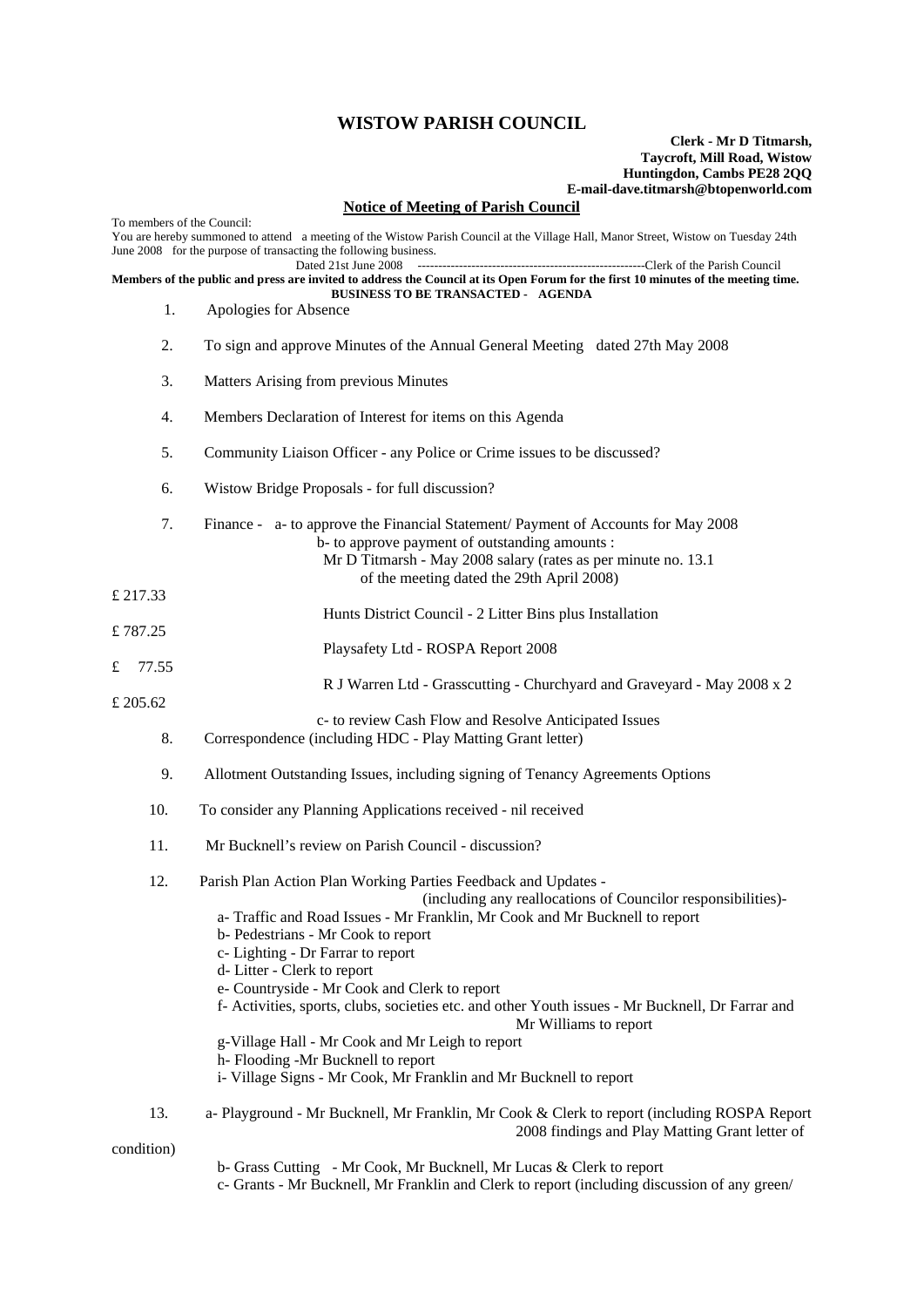# WISTOW PARISH COUNCIL

**Clerk - Mr D Titmarsh,**
**Taycroft, Mill Road, Wistow**
**Huntingdon, Cambs PE28 2QQ**
**E-mail-dave.titmarsh@btopenworld.com**

## Notice of Meeting of Parish Council

To members of the Council:

You are hereby summoned to attend a meeting of the Wistow Parish Council at the Village Hall, Manor Street, Wistow on Tuesday 24th June 2008 for the purpose of transacting the following business.

Dated 21st June 2008 --------------------------------------------------------Clerk of the Parish Council

**Members of the public and press are invited to address the Council at its Open Forum for the first 10 minutes of the meeting time.**

**BUSINESS TO BE TRANSACTED - AGENDA**

1. Apologies for Absence

2. To sign and approve Minutes of the Annual General Meeting dated 27th May 2008

3. Matters Arising from previous Minutes

4. Members Declaration of Interest for items on this Agenda

5. Community Liaison Officer - any Police or Crime issues to be discussed?

6. Wistow Bridge Proposals - for full discussion?

7. Finance - a- to approve the Financial Statement/ Payment of Accounts for May 2008
   b- to approve payment of outstanding amounts :
   Mr D Titmarsh - May 2008 salary (rates as per minute no. 13.1 of the meeting dated the 29th April 2008) £ 217.33
   Hunts District Council - 2 Litter Bins plus Installation £ 787.25
   Playsafety Ltd - ROSPA Report 2008 £ 77.55
   R J Warren Ltd - Grasscutting - Churchyard and Graveyard - May 2008 x 2 £ 205.62
   c- to review Cash Flow and Resolve Anticipated Issues

8. Correspondence (including HDC - Play Matting Grant letter)

9. Allotment Outstanding Issues, including signing of Tenancy Agreements Options

10. To consider any Planning Applications received - nil received

11. Mr Bucknell's review on Parish Council - discussion?

12. Parish Plan Action Plan Working Parties Feedback and Updates - (including any reallocations of Councilor responsibilities)-
    a- Traffic and Road Issues - Mr Franklin, Mr Cook and Mr Bucknell to report
    b- Pedestrians - Mr Cook to report
    c- Lighting - Dr Farrar to report
    d- Litter - Clerk to report
    e- Countryside - Mr Cook and Clerk to report
    f- Activities, sports, clubs, societies etc. and other Youth issues - Mr Bucknell, Dr Farrar and Mr Williams to report
    g-Village Hall - Mr Cook and Mr Leigh to report
    h- Flooding -Mr Bucknell to report
    i- Village Signs - Mr Cook, Mr Franklin and Mr Bucknell to report

13. a- Playground - Mr Bucknell, Mr Franklin, Mr Cook & Clerk to report (including ROSPA Report 2008 findings and Play Matting Grant letter of condition)
    b- Grass Cutting - Mr Cook, Mr Bucknell, Mr Lucas & Clerk to report
    c- Grants - Mr Bucknell, Mr Franklin and Clerk to report (including discussion of any green/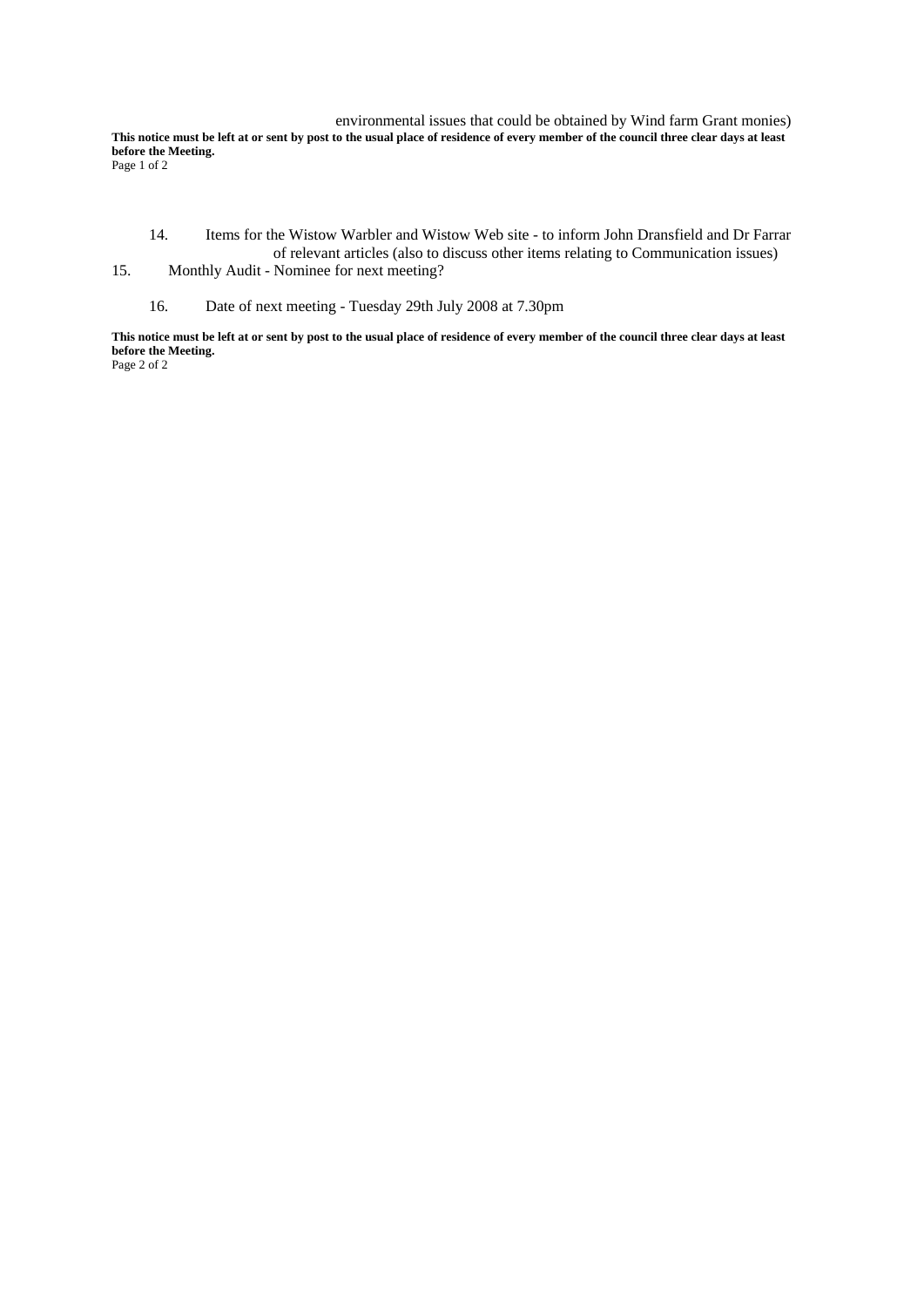environmental issues that could be obtained by Wind farm Grant monies)

**This notice must be left at or sent by post to the usual place of residence of every member of the council three clear days at least before the Meeting.**

14. Items for the Wistow Warbler and Wistow Web site - to inform John Dransfield and Dr Farrar of relevant articles (also to discuss other items relating to Communication issues)
15. Monthly Audit - Nominee for next meeting?
16. Date of next meeting - Tuesday 29th July 2008 at 7.30pm

**This notice must be left at or sent by post to the usual place of residence of every member of the council three clear days at least before the Meeting.**